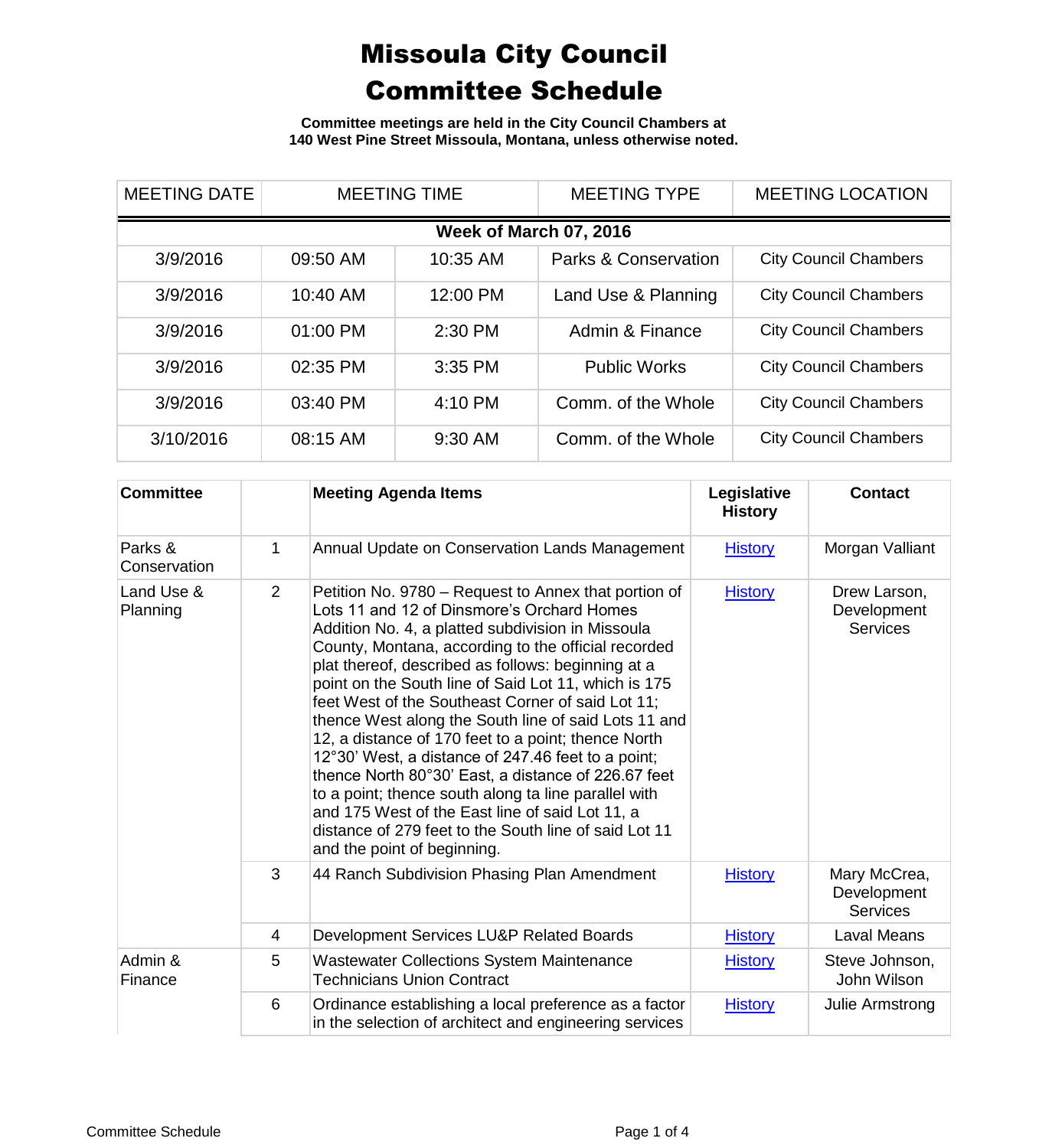# Missoula City Council Committee Schedule

**Committee meetings are held in the City Council Chambers at 140 West Pine Street Missoula, Montana, unless otherwise noted.**

| MEETING DATE | MEETING TIME | | MEETING TYPE | MEETING LOCATION |
|---|---|---|---|---|
| **Week of March 07, 2016** | | | | |
| 3/9/2016 | 09:50 AM | 10:35 AM | Parks & Conservation | City Council Chambers |
| 3/9/2016 | 10:40 AM | 12:00 PM | Land Use & Planning | City Council Chambers |
| 3/9/2016 | 01:00 PM | 2:30 PM | Admin & Finance | City Council Chambers |
| 3/9/2016 | 02:35 PM | 3:35 PM | Public Works | City Council Chambers |
| 3/9/2016 | 03:40 PM | 4:10 PM | Comm. of the Whole | City Council Chambers |
| 3/10/2016 | 08:15 AM | 9:30 AM | Comm. of the Whole | City Council Chambers |

| Committee | | Meeting Agenda Items | Legislative History | Contact |
|---|---|---|---|---|
| Parks & Conservation | 1 | Annual Update on Conservation Lands Management | History | Morgan Valliant |
| Land Use & Planning | 2 | Petition No. 9780 – Request to Annex that portion of Lots 11 and 12 of Dinsmore's Orchard Homes Addition No. 4, a platted subdivision in Missoula County, Montana, according to the official recorded plat thereof, described as follows: beginning at a point on the South line of Said Lot 11, which is 175 feet West of the Southeast Corner of said Lot 11; thence West along the South line of said Lots 11 and 12, a distance of 170 feet to a point; thence North 12°30' West, a distance of 247.46 feet to a point; thence North 80°30' East, a distance of 226.67 feet to a point; thence south along ta line parallel with and 175 West of the East line of said Lot 11, a distance of 279 feet to the South line of said Lot 11 and the point of beginning. | History | Drew Larson, Development Services |
| | 3 | 44 Ranch Subdivision Phasing Plan Amendment | History | Mary McCrea, Development Services |
| | 4 | Development Services LU&P Related Boards | History | Laval Means |
| Admin & Finance | 5 | Wastewater Collections System Maintenance Technicians Union Contract | History | Steve Johnson, John Wilson |
| | 6 | Ordinance establishing a local preference as a factor in the selection of architect and engineering services | History | Julie Armstrong |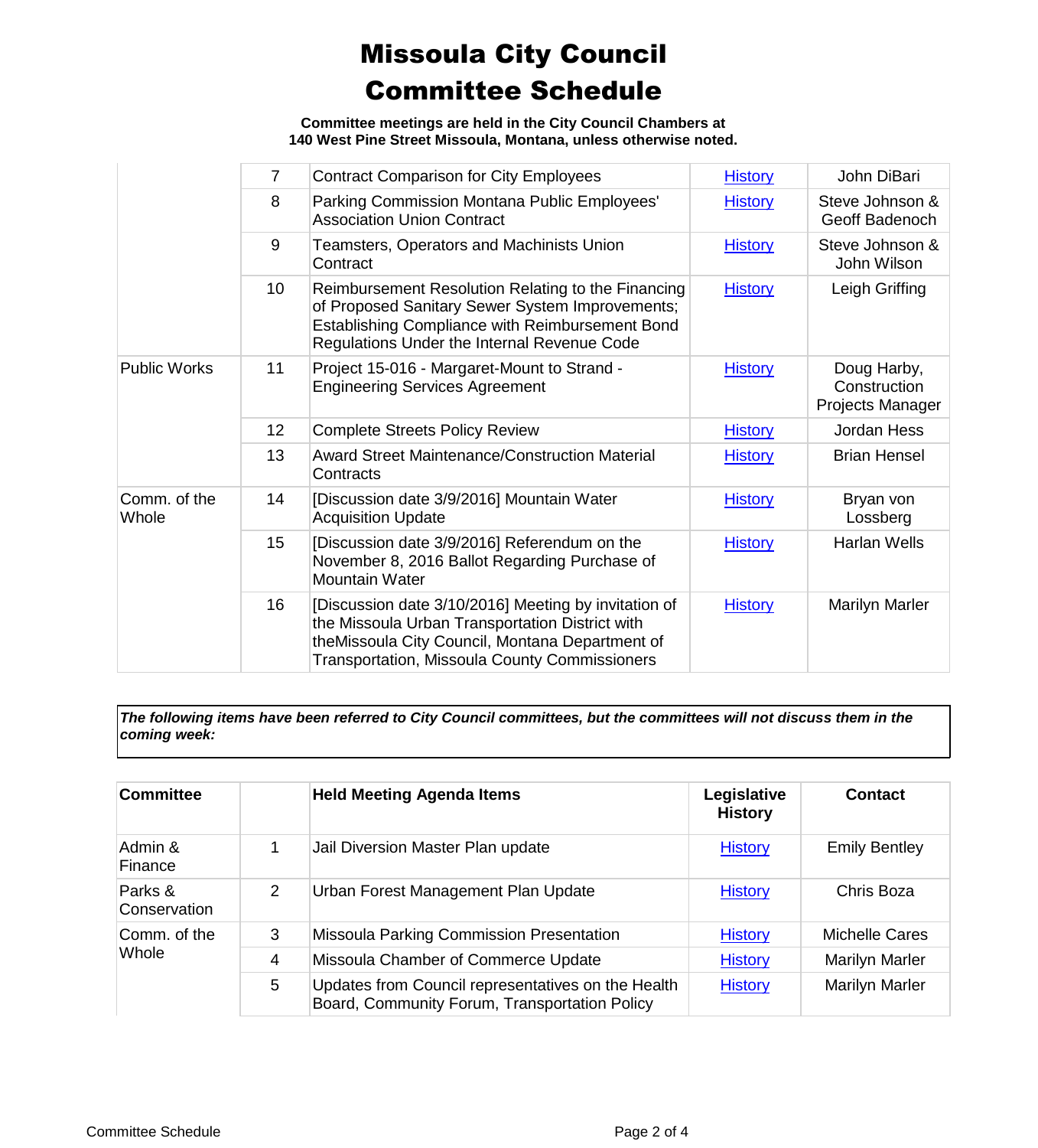# Missoula City Council
# Committee Schedule

**Committee meetings are held in the City Council Chambers at 140 West Pine Street Missoula, Montana, unless otherwise noted.**

| | | | | |
|---|---|---|---|---|
| | 7 | Contract Comparison for City Employees | History | John DiBari |
| | 8 | Parking Commission Montana Public Employees' Association Union Contract | History | Steve Johnson & Geoff Badenoch |
| | 9 | Teamsters, Operators and Machinists Union Contract | History | Steve Johnson & John Wilson |
| | 10 | Reimbursement Resolution Relating to the Financing of Proposed Sanitary Sewer System Improvements; Establishing Compliance with Reimbursement Bond Regulations Under the Internal Revenue Code | History | Leigh Griffing |
| Public Works | 11 | Project 15-016 - Margaret-Mount to Strand - Engineering Services Agreement | History | Doug Harby, Construction Projects Manager |
| | 12 | Complete Streets Policy Review | History | Jordan Hess |
| | 13 | Award Street Maintenance/Construction Material Contracts | History | Brian Hensel |
| Comm. of the Whole | 14 | [Discussion date 3/9/2016] Mountain Water Acquisition Update | History | Bryan von Lossberg |
| | 15 | [Discussion date 3/9/2016] Referendum on the November 8, 2016 Ballot Regarding Purchase of Mountain Water | History | Harlan Wells |
| | 16 | [Discussion date 3/10/2016] Meeting by invitation of the Missoula Urban Transportation District with theMissoula City Council, Montana Department of Transportation, Missoula County Commissioners | History | Marilyn Marler |

***The following items have been referred to City Council committees, but the committees will not discuss them in the coming week:***

| Committee | | Held Meeting Agenda Items | Legislative History | Contact |
|---|---|---|---|---|
| Admin & Finance | 1 | Jail Diversion Master Plan update | History | Emily Bentley |
| Parks & Conservation | 2 | Urban Forest Management Plan Update | History | Chris Boza |
| Comm. of the Whole | 3 | Missoula Parking Commission Presentation | History | Michelle Cares |
| | 4 | Missoula Chamber of Commerce Update | History | Marilyn Marler |
| | 5 | Updates from Council representatives on the Health Board, Community Forum, Transportation Policy | History | Marilyn Marler |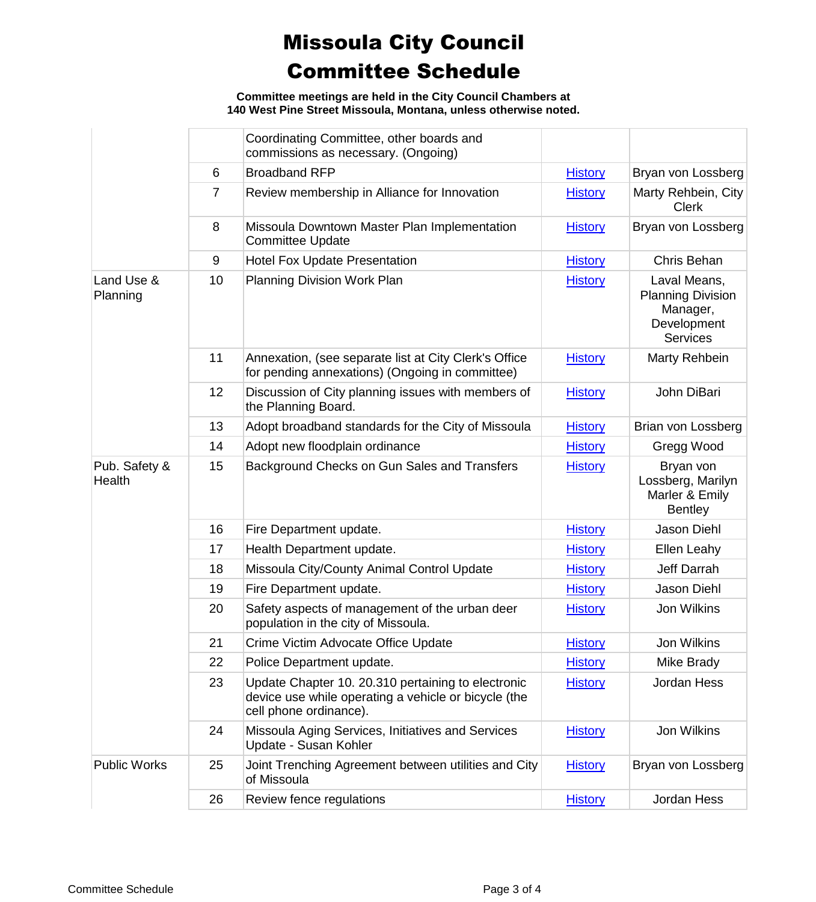# Missoula City Council
# Committee Schedule

**Committee meetings are held in the City Council Chambers at 140 West Pine Street Missoula, Montana, unless otherwise noted.**

| | | | | |
|---|---|---|---|---|
| | | Coordinating Committee, other boards and commissions as necessary. (Ongoing) | | |
| | 6 | Broadband RFP | History | Bryan von Lossberg |
| | 7 | Review membership in Alliance for Innovation | History | Marty Rehbein, City Clerk |
| | 8 | Missoula Downtown Master Plan Implementation Committee Update | History | Bryan von Lossberg |
| | 9 | Hotel Fox Update Presentation | History | Chris Behan |
| Land Use & Planning | 10 | Planning Division Work Plan | History | Laval Means, Planning Division Manager, Development Services |
| | 11 | Annexation, (see separate list at City Clerk's Office for pending annexations) (Ongoing in committee) | History | Marty Rehbein |
| | 12 | Discussion of City planning issues with members of the Planning Board. | History | John DiBari |
| | 13 | Adopt broadband standards for the City of Missoula | History | Brian von Lossberg |
| | 14 | Adopt new floodplain ordinance | History | Gregg Wood |
| Pub. Safety & Health | 15 | Background Checks on Gun Sales and Transfers | History | Bryan von Lossberg, Marilyn Marler & Emily Bentley |
| | 16 | Fire Department update. | History | Jason Diehl |
| | 17 | Health Department update. | History | Ellen Leahy |
| | 18 | Missoula City/County Animal Control Update | History | Jeff Darrah |
| | 19 | Fire Department update. | History | Jason Diehl |
| | 20 | Safety aspects of management of the urban deer population in the city of Missoula. | History | Jon Wilkins |
| | 21 | Crime Victim Advocate Office Update | History | Jon Wilkins |
| | 22 | Police Department update. | History | Mike Brady |
| | 23 | Update Chapter 10. 20.310 pertaining to electronic device use while operating a vehicle or bicycle (the cell phone ordinance). | History | Jordan Hess |
| | 24 | Missoula Aging Services, Initiatives and Services Update - Susan Kohler | History | Jon Wilkins |
| Public Works | 25 | Joint Trenching Agreement between utilities and City of Missoula | History | Bryan von Lossberg |
| | 26 | Review fence regulations | History | Jordan Hess |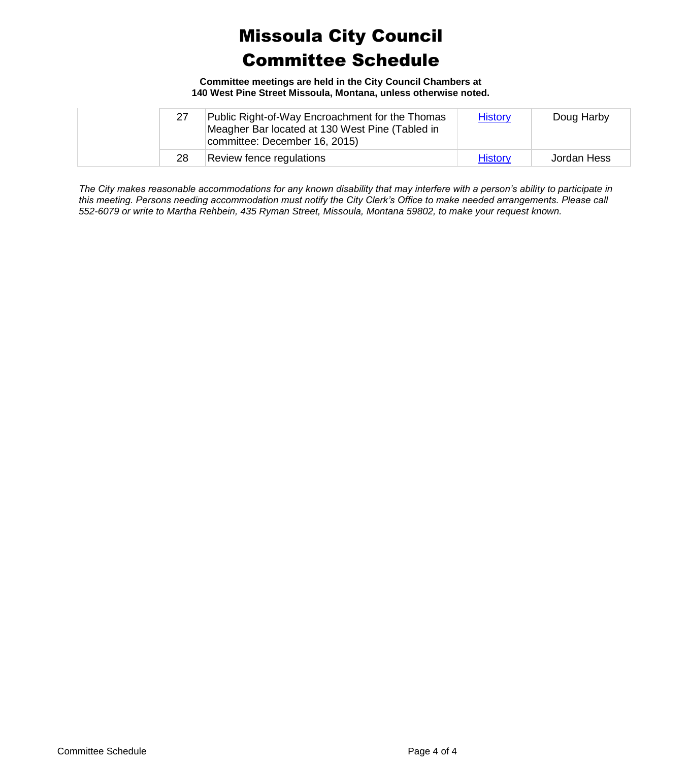# Missoula City Council
# Committee Schedule

**Committee meetings are held in the City Council Chambers at 140 West Pine Street Missoula, Montana, unless otherwise noted.**

| | | | | |
|---|---|---|---|---|
| | 27 | Public Right-of-Way Encroachment for the Thomas Meagher Bar located at 130 West Pine (Tabled in committee: December 16, 2015) | History | Doug Harby |
| | 28 | Review fence regulations | History | Jordan Hess |

*The City makes reasonable accommodations for any known disability that may interfere with a person's ability to participate in this meeting. Persons needing accommodation must notify the City Clerk's Office to make needed arrangements. Please call 552-6079 or write to Martha Rehbein, 435 Ryman Street, Missoula, Montana 59802, to make your request known.*